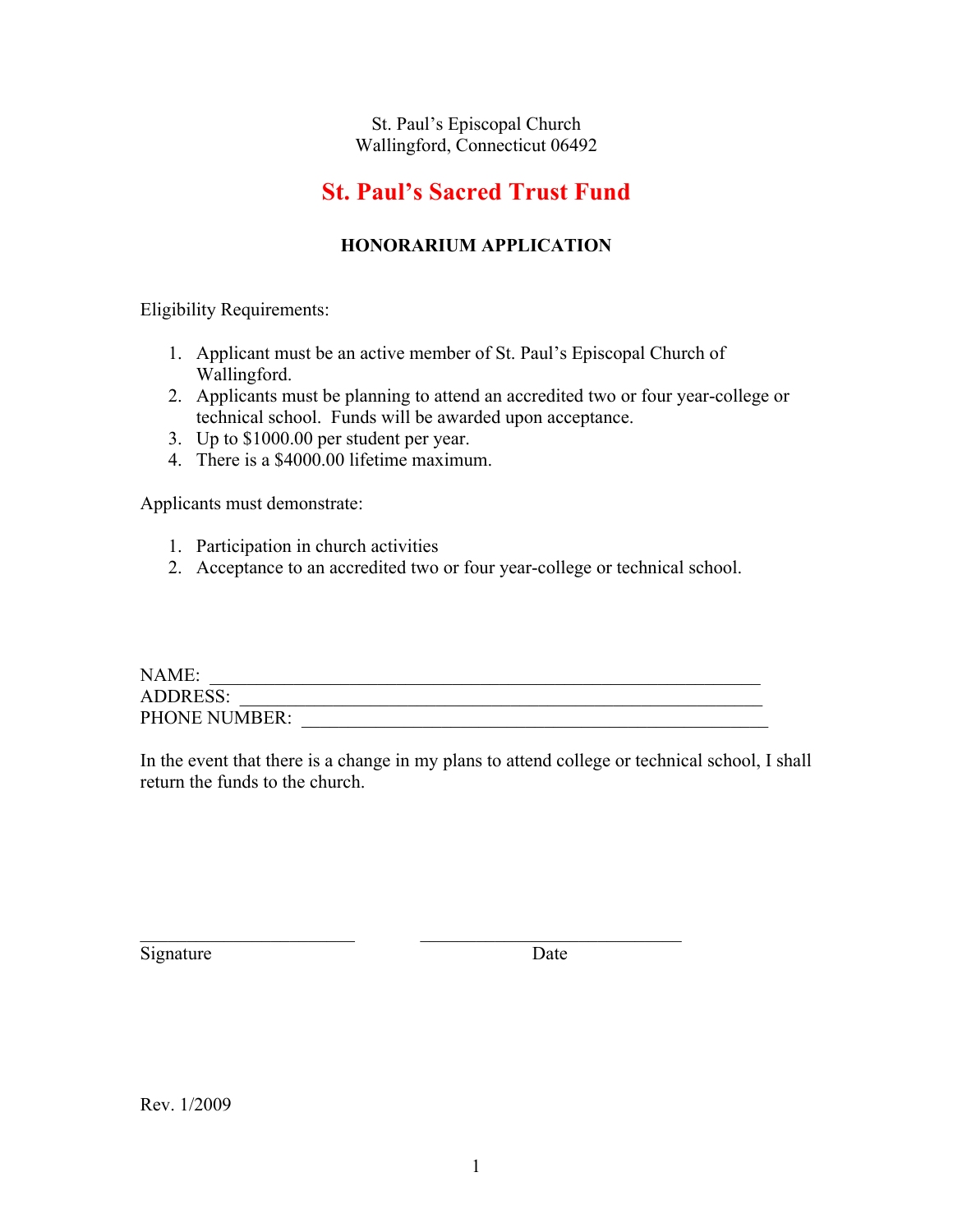St. Paul's Episcopal Church
Wallingford, Connecticut 06492

# St. Paul's Sacred Trust Fund

## HONORARIUM APPLICATION

Eligibility Requirements:

1. Applicant must be an active member of St. Paul's Episcopal Church of Wallingford.
2. Applicants must be planning to attend an accredited two or four year-college or technical school. Funds will be awarded upon acceptance.
3. Up to $1000.00 per student per year.
4. There is a $4000.00 lifetime maximum.

Applicants must demonstrate:

1. Participation in church activities
2. Acceptance to an accredited two or four year-college or technical school.

NAME: ____________________________________________________________
ADDRESS: __________________________________________________________
PHONE NUMBER: ____________________________________________________

In the event that there is a change in my plans to attend college or technical school, I shall return the funds to the church.

________________________ ____________________________
Signature Date

Rev. 1/2009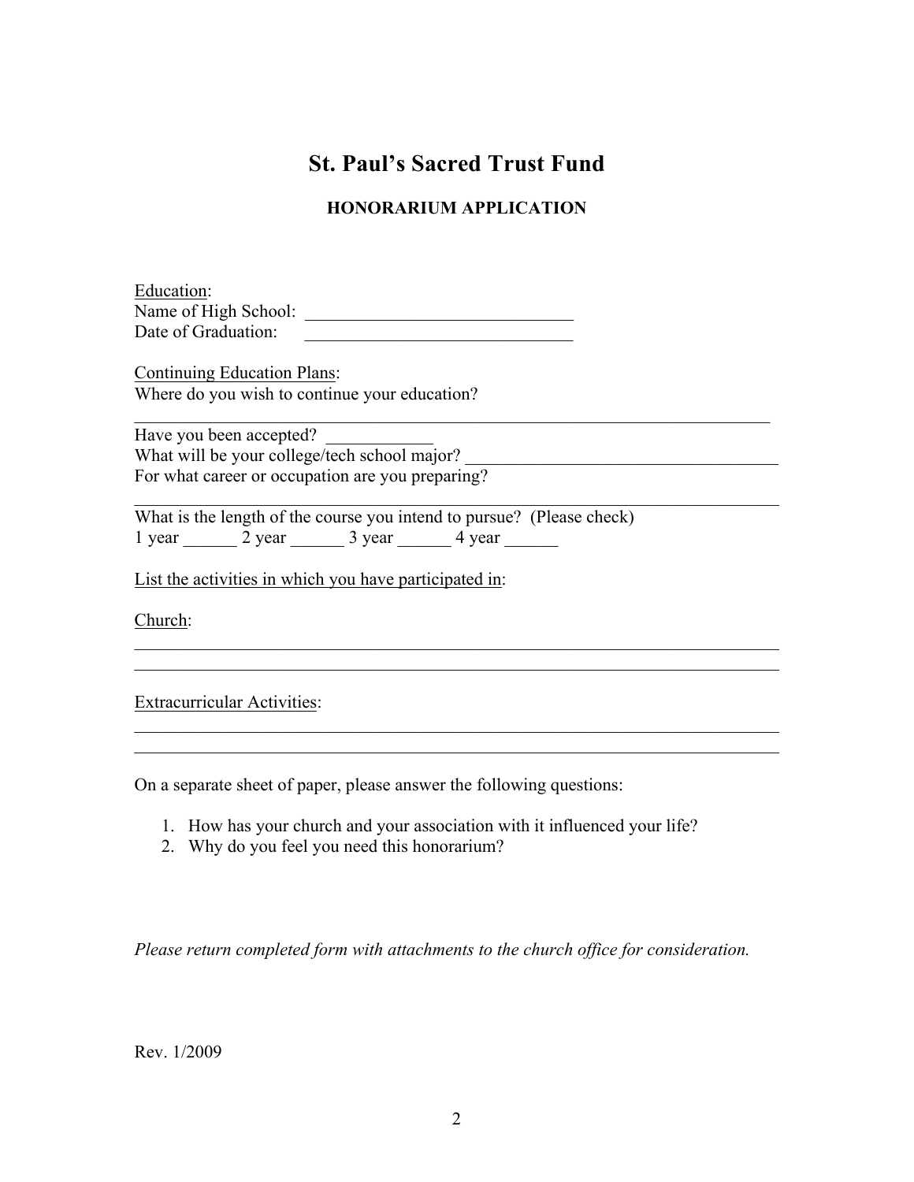# St. Paul's Sacred Trust Fund

## HONORARIUM APPLICATION

Education:
Name of High School: ______________________________
Date of Graduation: ______________________________

Continuing Education Plans:
Where do you wish to continue your education?
________________________________________________________________________

Have you been accepted? ____________
What will be your college/tech school major? ___________________________________
For what career or occupation are you preparing?
________________________________________________________________________

What is the length of the course you intend to pursue? (Please check)
1 year ______ 2 year ______ 3 year ______ 4 year ______

List the activities in which you have participated in:

Church:
________________________________________________________________________
________________________________________________________________________

Extracurricular Activities:
________________________________________________________________________
________________________________________________________________________

On a separate sheet of paper, please answer the following questions:

1. How has your church and your association with it influenced your life?
2. Why do you feel you need this honorarium?

*Please return completed form with attachments to the church office for consideration.*

Rev. 1/2009